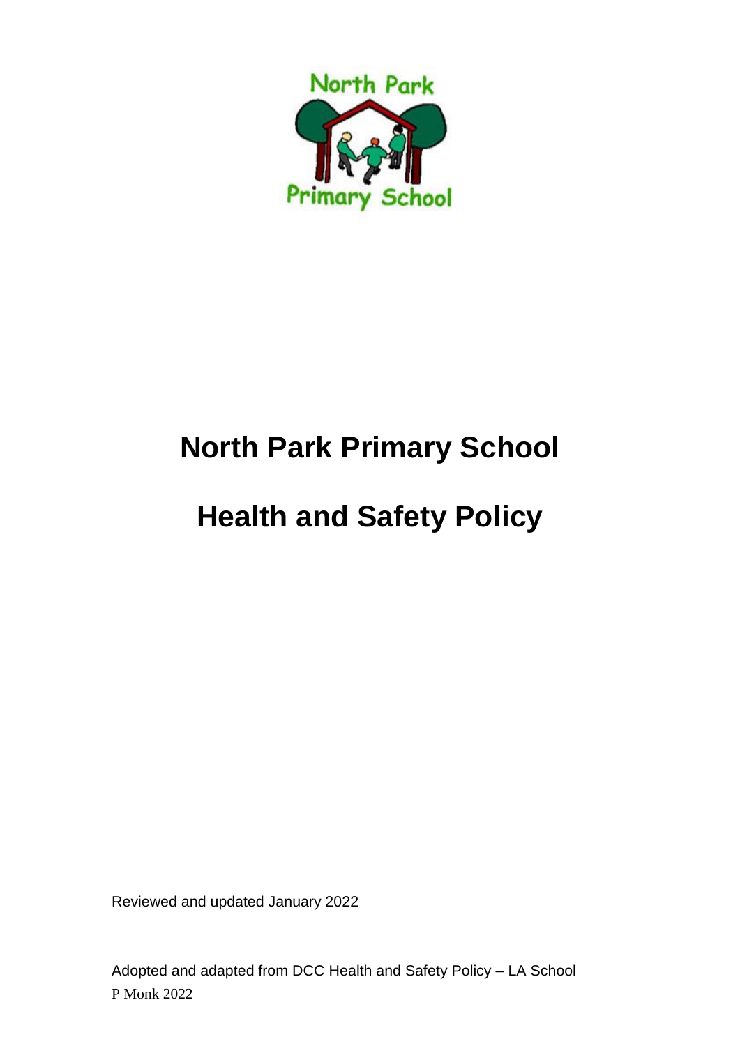# North Park Primary School

# Health and Safety Policy

Reviewed and updated January 2022

Adopted and adapted from DCC Health and Safety Policy – LA School
P Monk 2022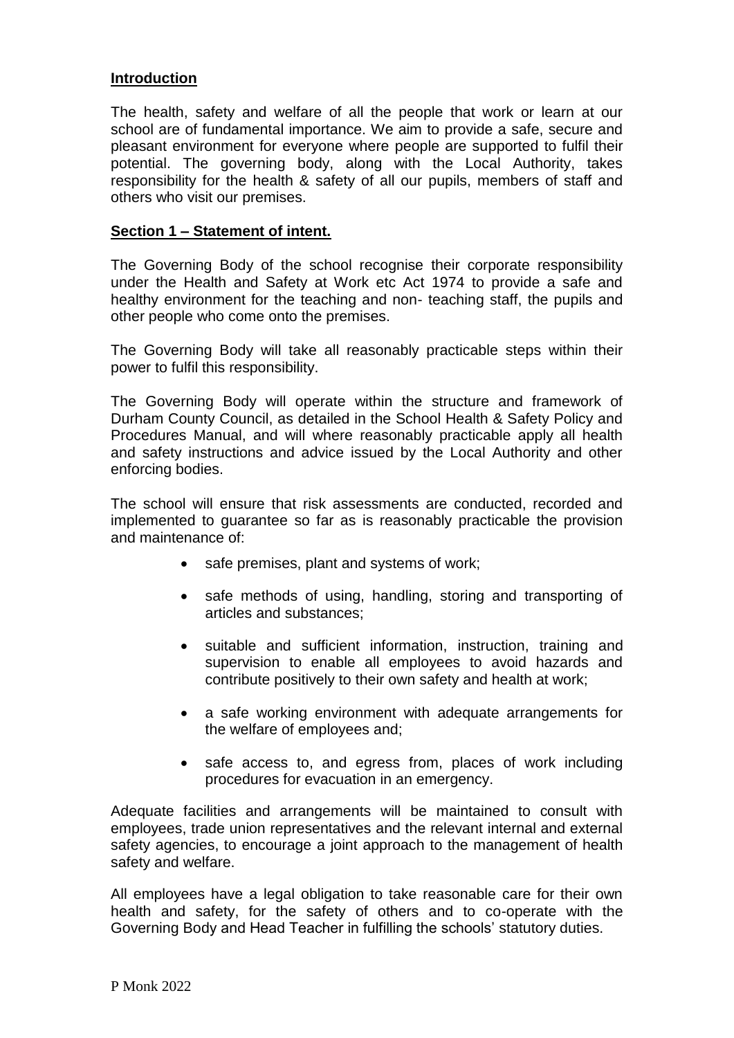## Introduction

The health, safety and welfare of all the people that work or learn at our school are of fundamental importance. We aim to provide a safe, secure and pleasant environment for everyone where people are supported to fulfil their potential. The governing body, along with the Local Authority, takes responsibility for the health & safety of all our pupils, members of staff and others who visit our premises.

## Section 1 – Statement of intent.

The Governing Body of the school recognise their corporate responsibility under the Health and Safety at Work etc Act 1974 to provide a safe and healthy environment for the teaching and non- teaching staff, the pupils and other people who come onto the premises.

The Governing Body will take all reasonably practicable steps within their power to fulfil this responsibility.

The Governing Body will operate within the structure and framework of Durham County Council, as detailed in the School Health & Safety Policy and Procedures Manual, and will where reasonably practicable apply all health and safety instructions and advice issued by the Local Authority and other enforcing bodies.

The school will ensure that risk assessments are conducted, recorded and implemented to guarantee so far as is reasonably practicable the provision and maintenance of:

- safe premises, plant and systems of work;
- safe methods of using, handling, storing and transporting of articles and substances;
- suitable and sufficient information, instruction, training and supervision to enable all employees to avoid hazards and contribute positively to their own safety and health at work;
- a safe working environment with adequate arrangements for the welfare of employees and;
- safe access to, and egress from, places of work including procedures for evacuation in an emergency.

Adequate facilities and arrangements will be maintained to consult with employees, trade union representatives and the relevant internal and external safety agencies, to encourage a joint approach to the management of health safety and welfare.

All employees have a legal obligation to take reasonable care for their own health and safety, for the safety of others and to co-operate with the Governing Body and Head Teacher in fulfilling the schools' statutory duties.

P Monk 2022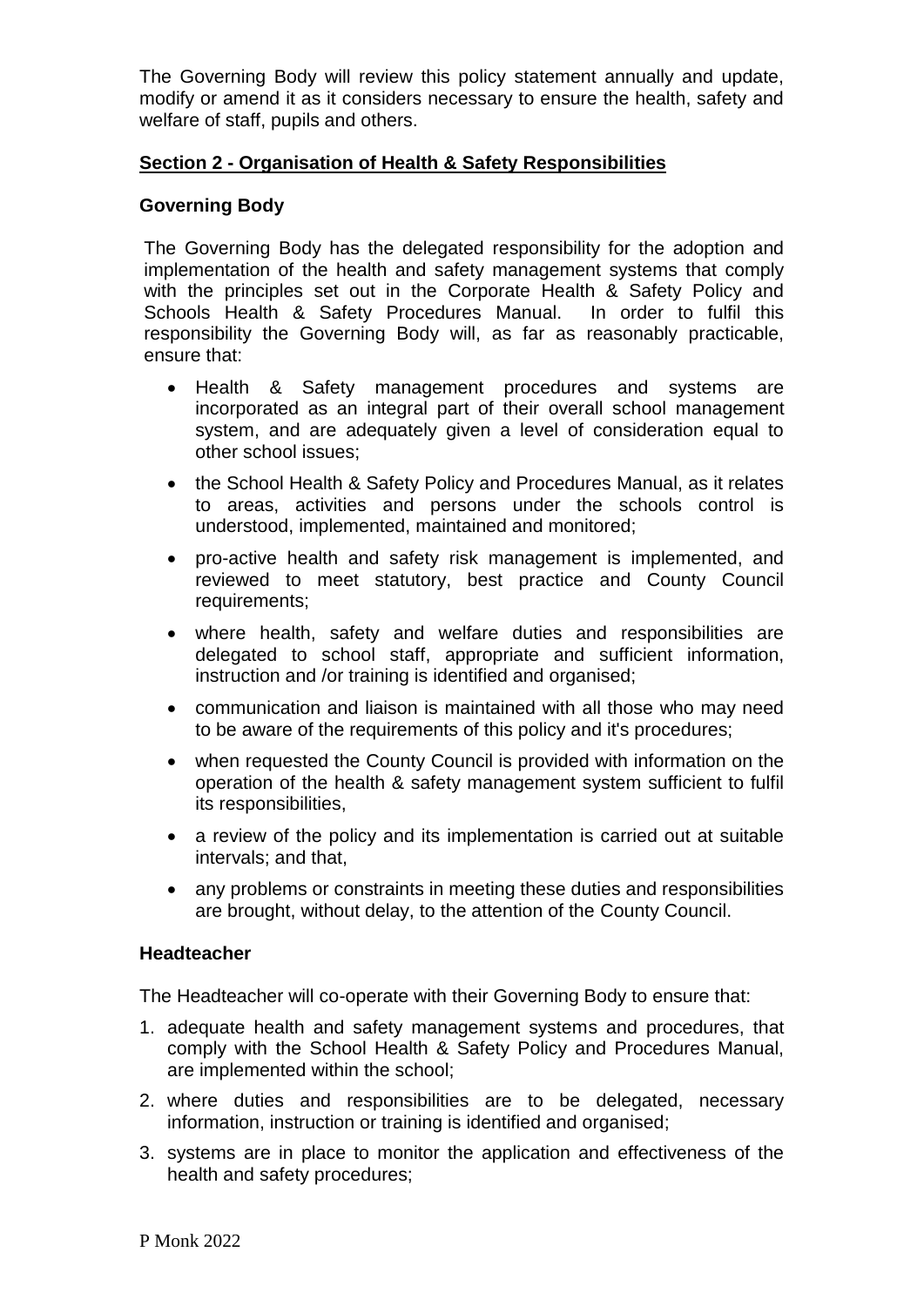The Governing Body will review this policy statement annually and update, modify or amend it as it considers necessary to ensure the health, safety and welfare of staff, pupils and others.

## Section 2 - Organisation of Health & Safety Responsibilities

### Governing Body

The Governing Body has the delegated responsibility for the adoption and implementation of the health and safety management systems that comply with the principles set out in the Corporate Health & Safety Policy and Schools Health & Safety Procedures Manual. In order to fulfil this responsibility the Governing Body will, as far as reasonably practicable, ensure that:

- Health & Safety management procedures and systems are incorporated as an integral part of their overall school management system, and are adequately given a level of consideration equal to other school issues;
- the School Health & Safety Policy and Procedures Manual, as it relates to areas, activities and persons under the schools control is understood, implemented, maintained and monitored;
- pro-active health and safety risk management is implemented, and reviewed to meet statutory, best practice and County Council requirements;
- where health, safety and welfare duties and responsibilities are delegated to school staff, appropriate and sufficient information, instruction and /or training is identified and organised;
- communication and liaison is maintained with all those who may need to be aware of the requirements of this policy and it's procedures;
- when requested the County Council is provided with information on the operation of the health & safety management system sufficient to fulfil its responsibilities,
- a review of the policy and its implementation is carried out at suitable intervals; and that,
- any problems or constraints in meeting these duties and responsibilities are brought, without delay, to the attention of the County Council.

### Headteacher

The Headteacher will co-operate with their Governing Body to ensure that:

1. adequate health and safety management systems and procedures, that comply with the School Health & Safety Policy and Procedures Manual, are implemented within the school;
2. where duties and responsibilities are to be delegated, necessary information, instruction or training is identified and organised;
3. systems are in place to monitor the application and effectiveness of the health and safety procedures;

P Monk 2022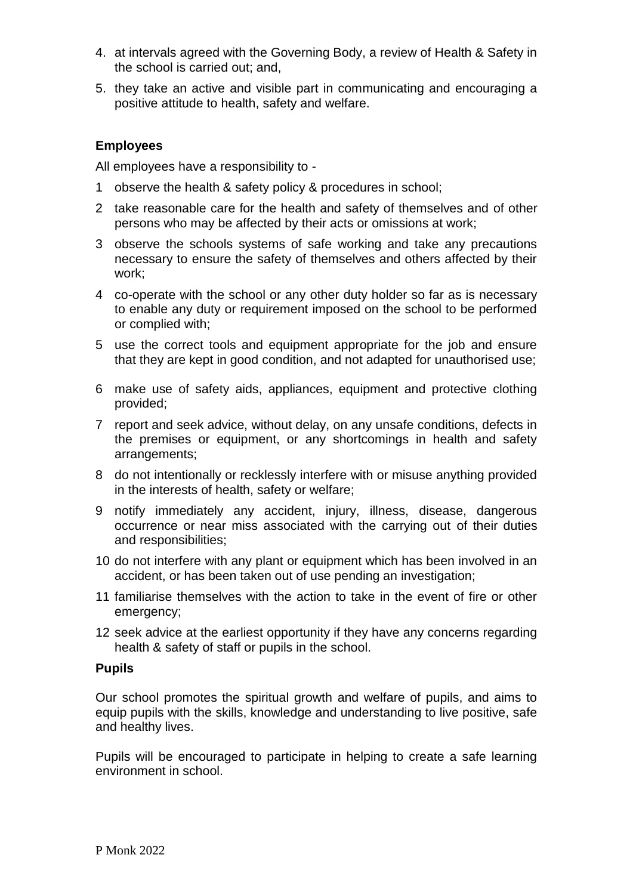4. at intervals agreed with the Governing Body, a review of Health & Safety in the school is carried out; and,
5. they take an active and visible part in communicating and encouraging a positive attitude to health, safety and welfare.

**Employees**

All employees have a responsibility to -

1. observe the health & safety policy & procedures in school;
2. take reasonable care for the health and safety of themselves and of other persons who may be affected by their acts or omissions at work;
3. observe the schools systems of safe working and take any precautions necessary to ensure the safety of themselves and others affected by their work;
4. co-operate with the school or any other duty holder so far as is necessary to enable any duty or requirement imposed on the school to be performed or complied with;
5. use the correct tools and equipment appropriate for the job and ensure that they are kept in good condition, and not adapted for unauthorised use;
6. make use of safety aids, appliances, equipment and protective clothing provided;
7. report and seek advice, without delay, on any unsafe conditions, defects in the premises or equipment, or any shortcomings in health and safety arrangements;
8. do not intentionally or recklessly interfere with or misuse anything provided in the interests of health, safety or welfare;
9. notify immediately any accident, injury, illness, disease, dangerous occurrence or near miss associated with the carrying out of their duties and responsibilities;
10. do not interfere with any plant or equipment which has been involved in an accident, or has been taken out of use pending an investigation;
11. familiarise themselves with the action to take in the event of fire or other emergency;
12. seek advice at the earliest opportunity if they have any concerns regarding health & safety of staff or pupils in the school.

**Pupils**

Our school promotes the spiritual growth and welfare of pupils, and aims to equip pupils with the skills, knowledge and understanding to live positive, safe and healthy lives.

Pupils will be encouraged to participate in helping to create a safe learning environment in school.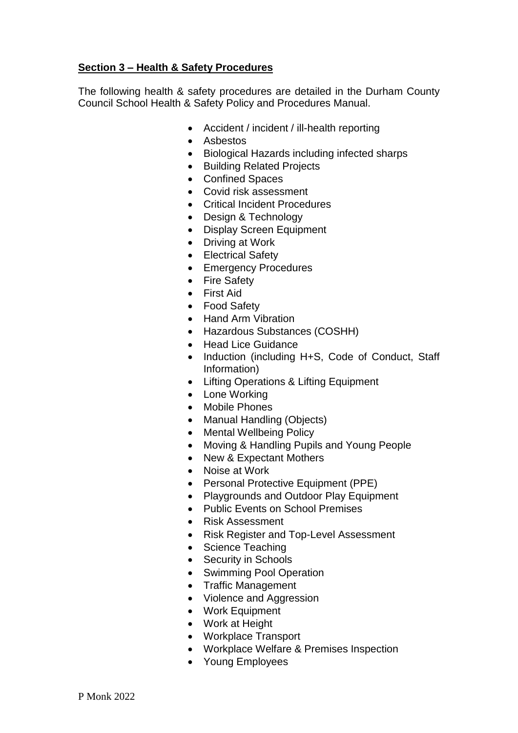**Section 3 – Health & Safety Procedures**

The following health & safety procedures are detailed in the Durham County Council School Health & Safety Policy and Procedures Manual.

- Accident / incident / ill-health reporting
- Asbestos
- Biological Hazards including infected sharps
- Building Related Projects
- Confined Spaces
- Covid risk assessment
- Critical Incident Procedures
- Design & Technology
- Display Screen Equipment
- Driving at Work
- Electrical Safety
- Emergency Procedures
- Fire Safety
- First Aid
- Food Safety
- Hand Arm Vibration
- Hazardous Substances (COSHH)
- Head Lice Guidance
- Induction (including H+S, Code of Conduct, Staff Information)
- Lifting Operations & Lifting Equipment
- Lone Working
- Mobile Phones
- Manual Handling (Objects)
- Mental Wellbeing Policy
- Moving & Handling Pupils and Young People
- New & Expectant Mothers
- Noise at Work
- Personal Protective Equipment (PPE)
- Playgrounds and Outdoor Play Equipment
- Public Events on School Premises
- Risk Assessment
- Risk Register and Top-Level Assessment
- Science Teaching
- Security in Schools
- Swimming Pool Operation
- Traffic Management
- Violence and Aggression
- Work Equipment
- Work at Height
- Workplace Transport
- Workplace Welfare & Premises Inspection
- Young Employees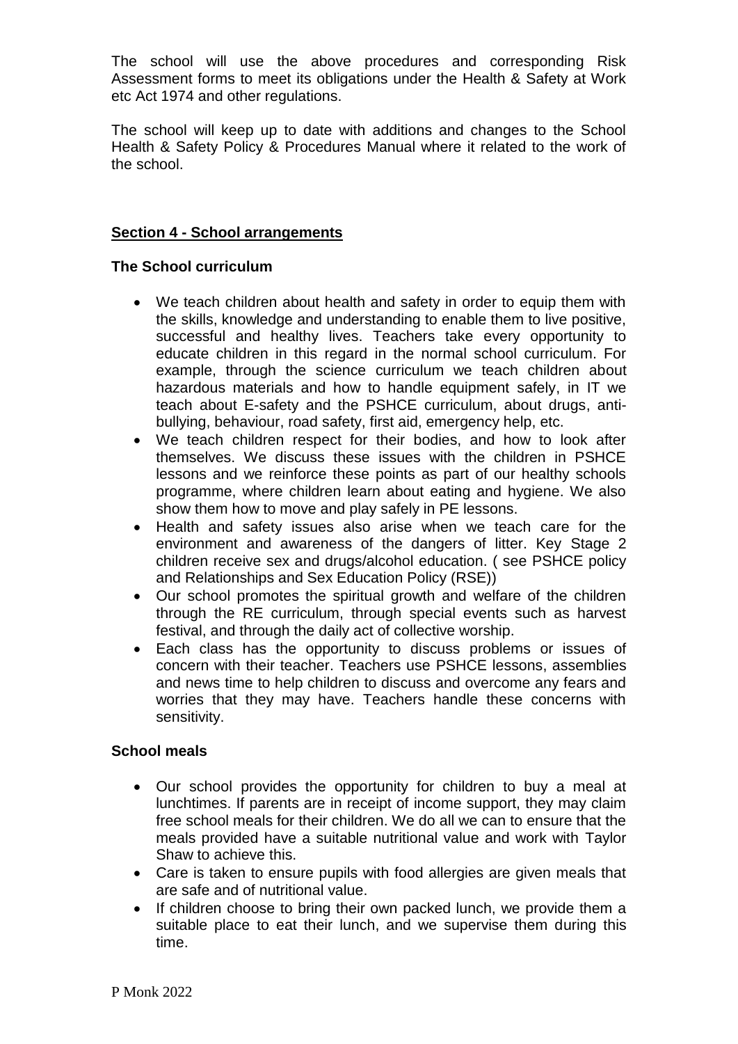The school will use the above procedures and corresponding Risk Assessment forms to meet its obligations under the Health & Safety at Work etc Act 1974 and other regulations.

The school will keep up to date with additions and changes to the School Health & Safety Policy & Procedures Manual where it related to the work of the school.

## Section 4 - School arrangements

### The School curriculum

- We teach children about health and safety in order to equip them with the skills, knowledge and understanding to enable them to live positive, successful and healthy lives. Teachers take every opportunity to educate children in this regard in the normal school curriculum. For example, through the science curriculum we teach children about hazardous materials and how to handle equipment safely, in IT we teach about E-safety and the PSHCE curriculum, about drugs, anti-bullying, behaviour, road safety, first aid, emergency help, etc.
- We teach children respect for their bodies, and how to look after themselves. We discuss these issues with the children in PSHCE lessons and we reinforce these points as part of our healthy schools programme, where children learn about eating and hygiene. We also show them how to move and play safely in PE lessons.
- Health and safety issues also arise when we teach care for the environment and awareness of the dangers of litter. Key Stage 2 children receive sex and drugs/alcohol education. ( see PSHCE policy and Relationships and Sex Education Policy (RSE))
- Our school promotes the spiritual growth and welfare of the children through the RE curriculum, through special events such as harvest festival, and through the daily act of collective worship.
- Each class has the opportunity to discuss problems or issues of concern with their teacher. Teachers use PSHCE lessons, assemblies and news time to help children to discuss and overcome any fears and worries that they may have. Teachers handle these concerns with sensitivity.

### School meals

- Our school provides the opportunity for children to buy a meal at lunchtimes. If parents are in receipt of income support, they may claim free school meals for their children. We do all we can to ensure that the meals provided have a suitable nutritional value and work with Taylor Shaw to achieve this.
- Care is taken to ensure pupils with food allergies are given meals that are safe and of nutritional value.
- If children choose to bring their own packed lunch, we provide them a suitable place to eat their lunch, and we supervise them during this time.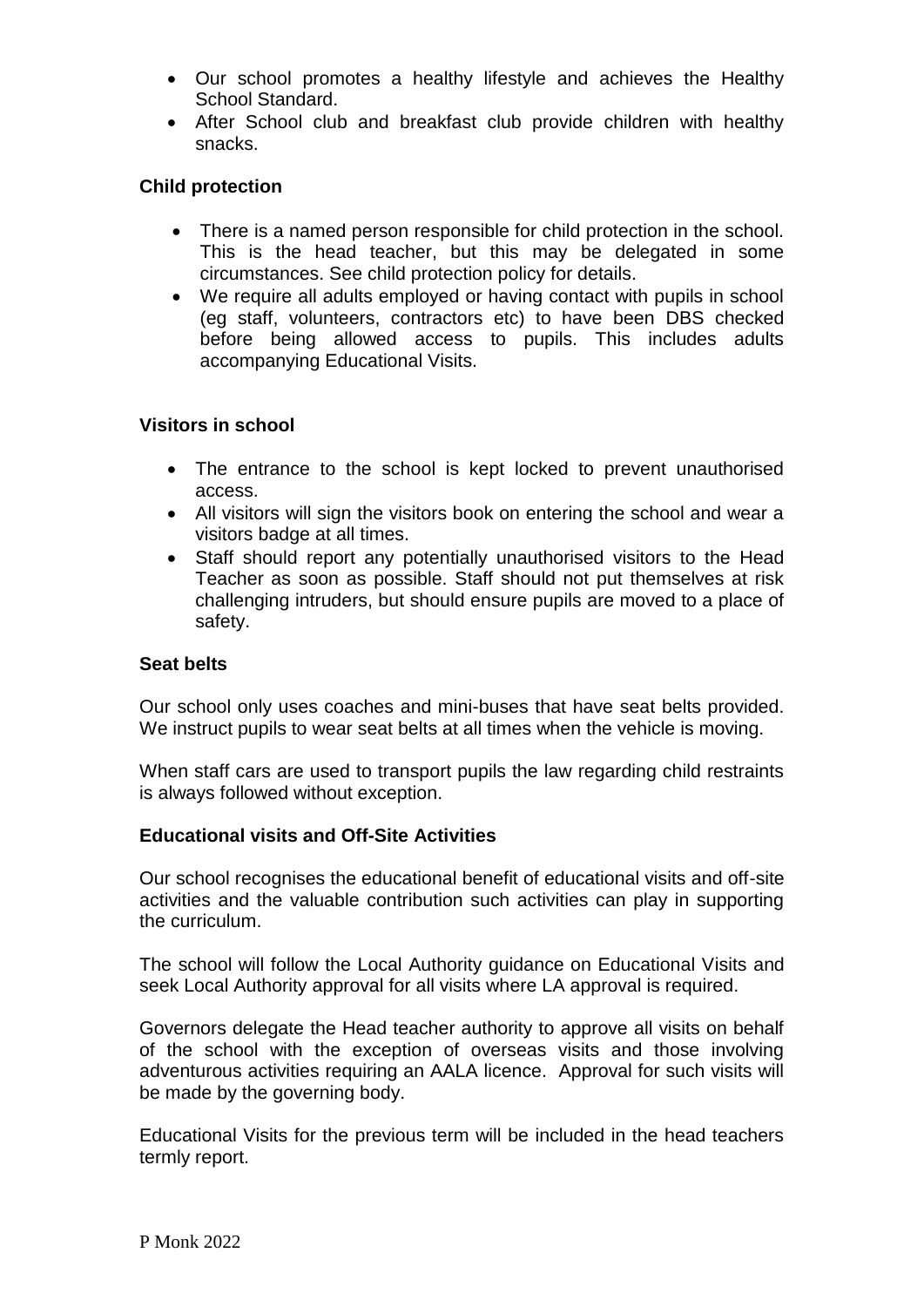- Our school promotes a healthy lifestyle and achieves the Healthy School Standard.
- After School club and breakfast club provide children with healthy snacks.

**Child protection**

- There is a named person responsible for child protection in the school. This is the head teacher, but this may be delegated in some circumstances. See child protection policy for details.
- We require all adults employed or having contact with pupils in school (eg staff, volunteers, contractors etc) to have been DBS checked before being allowed access to pupils. This includes adults accompanying Educational Visits.

**Visitors in school**

- The entrance to the school is kept locked to prevent unauthorised access.
- All visitors will sign the visitors book on entering the school and wear a visitors badge at all times.
- Staff should report any potentially unauthorised visitors to the Head Teacher as soon as possible. Staff should not put themselves at risk challenging intruders, but should ensure pupils are moved to a place of safety.

**Seat belts**

Our school only uses coaches and mini-buses that have seat belts provided. We instruct pupils to wear seat belts at all times when the vehicle is moving.

When staff cars are used to transport pupils the law regarding child restraints is always followed without exception.

**Educational visits and Off-Site Activities**

Our school recognises the educational benefit of educational visits and off-site activities and the valuable contribution such activities can play in supporting the curriculum.

The school will follow the Local Authority guidance on Educational Visits and seek Local Authority approval for all visits where LA approval is required.

Governors delegate the Head teacher authority to approve all visits on behalf of the school with the exception of overseas visits and those involving adventurous activities requiring an AALA licence. Approval for such visits will be made by the governing body.

Educational Visits for the previous term will be included in the head teachers termly report.

P Monk 2022